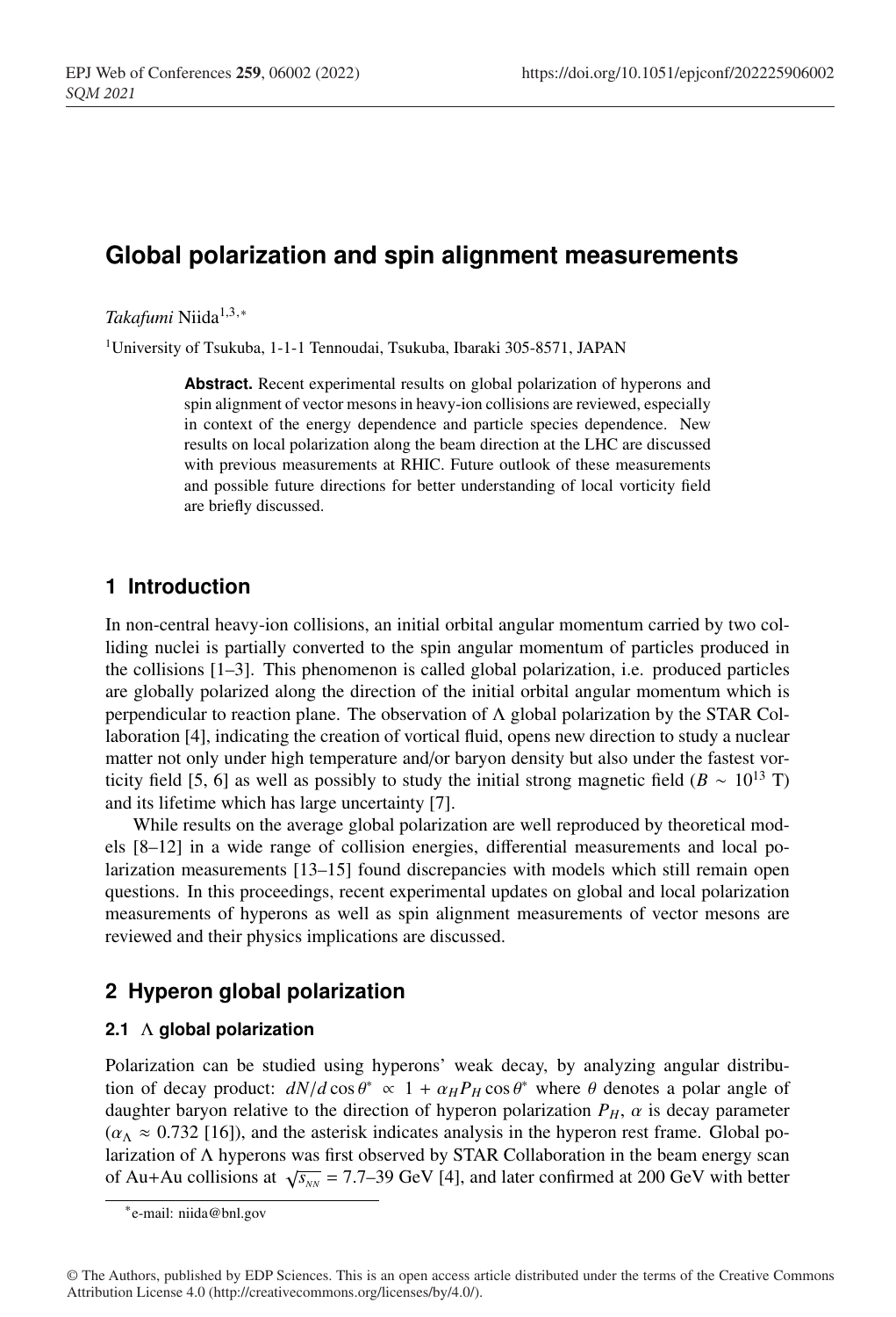# Global polarization and spin alignment measurements

*Takafumi* Niida[1,3,*]

[1]University of Tsukuba, 1-1-1 Tennoudai, Tsukuba, Ibaraki 305-8571, JAPAN

**Abstract.** Recent experimental results on global polarization of hyperons and spin alignment of vector mesons in heavy-ion collisions are reviewed, especially in context of the energy dependence and particle species dependence. New results on local polarization along the beam direction at the LHC are discussed with previous measurements at RHIC. Future outlook of these measurements and possible future directions for better understanding of local vorticity field are briefly discussed.

## 1 Introduction

In non-central heavy-ion collisions, an initial orbital angular momentum carried by two colliding nuclei is partially converted to the spin angular momentum of particles produced in the collisions [1–3]. This phenomenon is called global polarization, i.e. produced particles are globally polarized along the direction of the initial orbital angular momentum which is perpendicular to reaction plane. The observation of $\Lambda$ global polarization by the STAR Collaboration [4], indicating the creation of vortical fluid, opens new direction to study a nuclear matter not only under high temperature and/or baryon density but also under the fastest vorticity field [5, 6] as well as possibly to study the initial strong magnetic field ($B \sim 10^{13}$ T) and its lifetime which has large uncertainty [7].

While results on the average global polarization are well reproduced by theoretical models [8–12] in a wide range of collision energies, differential measurements and local polarization measurements [13–15] found discrepancies with models which still remain open questions. In this proceedings, recent experimental updates on global and local polarization measurements of hyperons as well as spin alignment measurements of vector mesons are reviewed and their physics implications are discussed.

## 2 Hyperon global polarization

### 2.1 $\Lambda$ global polarization

Polarization can be studied using hyperons' weak decay, by analyzing angular distribution of decay product: $dN/d\cos\theta^{*} \propto 1 + \alpha_H P_H \cos\theta^{*}$ where $\theta$ denotes a polar angle of daughter baryon relative to the direction of hyperon polarization $P_H$, $\alpha$ is decay parameter ($\alpha_\Lambda \approx 0.732$ [16]), and the asterisk indicates analysis in the hyperon rest frame. Global polarization of $\Lambda$ hyperons was first observed by STAR Collaboration in the beam energy scan of Au+Au collisions at $\sqrt{s_{_{NN}}}$ = 7.7–39 GeV [4], and later confirmed at 200 GeV with better

*e-mail: niida@bnl.gov

© The Authors, published by EDP Sciences. This is an open access article distributed under the terms of the Creative Commons Attribution License 4.0 (http://creativecommons.org/licenses/by/4.0/).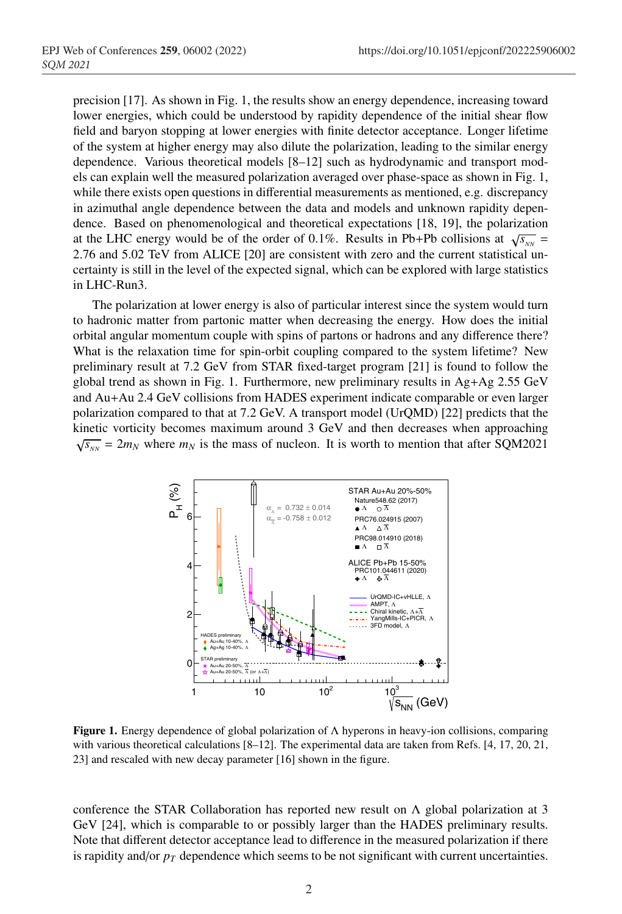precision [17]. As shown in Fig. 1, the results show an energy dependence, increasing toward lower energies, which could be understood by rapidity dependence of the initial shear flow field and baryon stopping at lower energies with finite detector acceptance. Longer lifetime of the system at higher energy may also dilute the polarization, leading to the similar energy dependence. Various theoretical models [8–12] such as hydrodynamic and transport models can explain well the measured polarization averaged over phase-space as shown in Fig. 1, while there exists open questions in differential measurements as mentioned, e.g. discrepancy in azimuthal angle dependence between the data and models and unknown rapidity dependence. Based on phenomenological and theoretical expectations [18, 19], the polarization at the LHC energy would be of the order of 0.1%. Results in Pb+Pb collisions at $\sqrt{s_{NN}}$ = 2.76 and 5.02 TeV from ALICE [20] are consistent with zero and the current statistical uncertainty is still in the level of the expected signal, which can be explored with large statistics in LHC-Run3.

The polarization at lower energy is also of particular interest since the system would turn to hadronic matter from partonic matter when decreasing the energy. How does the initial orbital angular momentum couple with spins of partons or hadrons and any difference there? What is the relaxation time for spin-orbit coupling compared to the system lifetime? New preliminary result at 7.2 GeV from STAR fixed-target program [21] is found to follow the global trend as shown in Fig. 1. Furthermore, new preliminary results in Ag+Ag 2.55 GeV and Au+Au 2.4 GeV collisions from HADES experiment indicate comparable or even larger polarization compared to that at 7.2 GeV. A transport model (UrQMD) [22] predicts that the kinetic vorticity becomes maximum around 3 GeV and then decreases when approaching $\sqrt{s_{NN}} = 2m_N$ where $m_N$ is the mass of nucleon. It is worth to mention that after SQM2021

**Figure 1.** Energy dependence of global polarization of $\Lambda$ hyperons in heavy-ion collisions, comparing with various theoretical calculations [8–12]. The experimental data are taken from Refs. [4, 17, 20, 21, 23] and rescaled with new decay parameter [16] shown in the figure.

conference the STAR Collaboration has reported new result on $\Lambda$ global polarization at 3 GeV [24], which is comparable to or possibly larger than the HADES preliminary results. Note that different detector acceptance lead to difference in the measured polarization if there is rapidity and/or $p_T$ dependence which seems to be not significant with current uncertainties.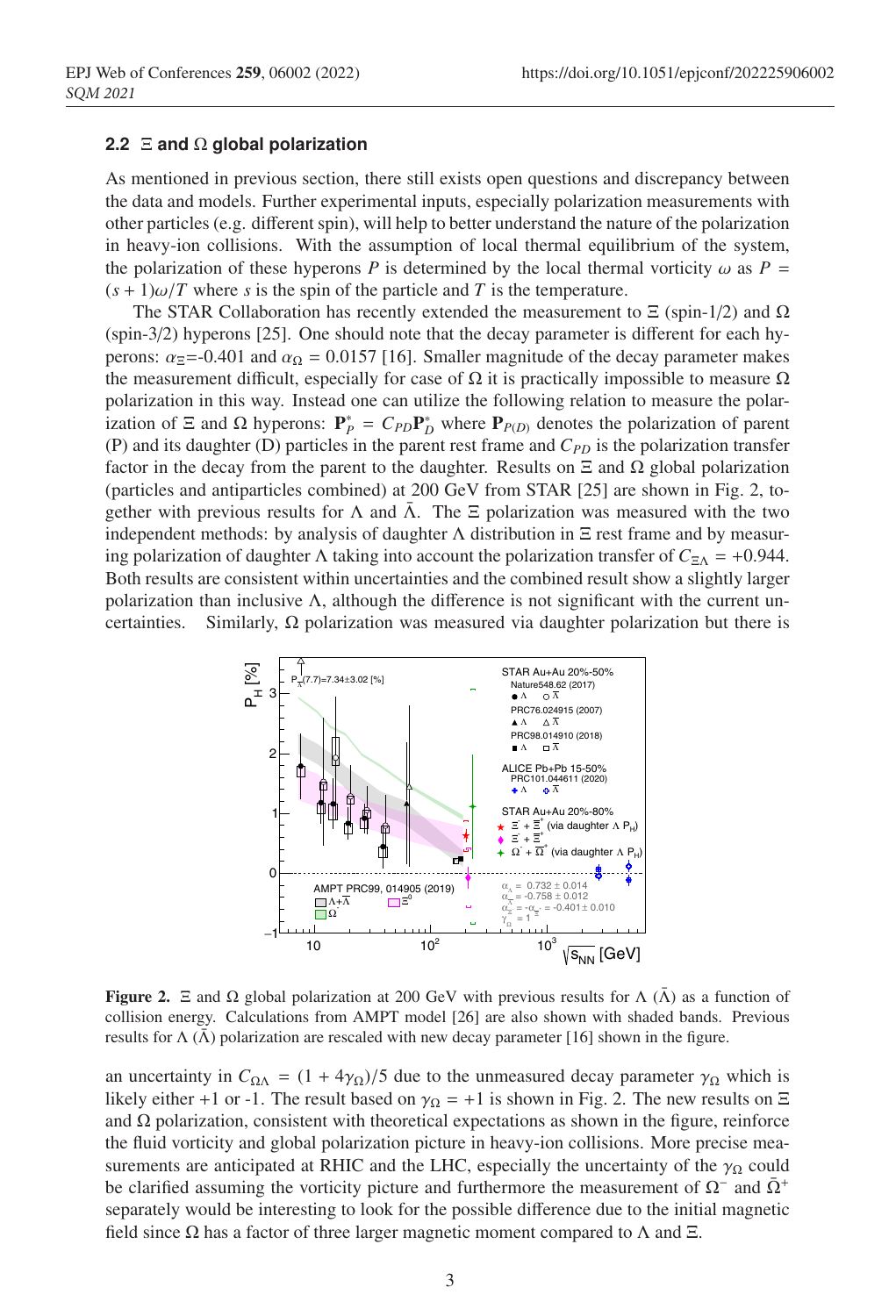### 2.2 $\Xi$ and $\Omega$ global polarization

As mentioned in previous section, there still exists open questions and discrepancy between the data and models. Further experimental inputs, especially polarization measurements with other particles (e.g. different spin), will help to better understand the nature of the polarization in heavy-ion collisions. With the assumption of local thermal equilibrium of the system, the polarization of these hyperons $P$ is determined by the local thermal vorticity $\omega$ as $P = (s+1)\omega/T$ where $s$ is the spin of the particle and $T$ is the temperature.

The STAR Collaboration has recently extended the measurement to $\Xi$ (spin-1/2) and $\Omega$ (spin-3/2) hyperons [25]. One should note that the decay parameter is different for each hyperons: $\alpha_{\Xi}$=-0.401 and $\alpha_{\Omega}$ = 0.0157 [16]. Smaller magnitude of the decay parameter makes the measurement difficult, especially for case of $\Omega$ it is practically impossible to measure $\Omega$ polarization in this way. Instead one can utilize the following relation to measure the polarization of $\Xi$ and $\Omega$ hyperons: $\mathbf{P}^{*}_{P} = C_{PD}\mathbf{P}^{*}_{D}$ where $\mathbf{P}_{P(D)}$ denotes the polarization of parent (P) and its daughter (D) particles in the parent rest frame and $C_{PD}$ is the polarization transfer factor in the decay from the parent to the daughter. Results on $\Xi$ and $\Omega$ global polarization (particles and antiparticles combined) at 200 GeV from STAR [25] are shown in Fig. 2, together with previous results for $\Lambda$ and $\bar{\Lambda}$. The $\Xi$ polarization was measured with the two independent methods: by analysis of daughter $\Lambda$ distribution in $\Xi$ rest frame and by measuring polarization of daughter $\Lambda$ taking into account the polarization transfer of $C_{\Xi\Lambda}$ = +0.944. Both results are consistent within uncertainties and the combined result show a slightly larger polarization than inclusive $\Lambda$, although the difference is not significant with the current uncertainties. Similarly, $\Omega$ polarization was measured via daughter polarization but there is

**Figure 2.** $\Xi$ and $\Omega$ global polarization at 200 GeV with previous results for $\Lambda$ ($\bar{\Lambda}$) as a function of collision energy. Calculations from AMPT model [26] are also shown with shaded bands. Previous results for $\Lambda$ ($\bar{\Lambda}$) polarization are rescaled with new decay parameter [16] shown in the figure.

an uncertainty in $C_{\Omega\Lambda} = (1+4\gamma_{\Omega})/5$ due to the unmeasured decay parameter $\gamma_{\Omega}$ which is likely either +1 or -1. The result based on $\gamma_{\Omega}$ = +1 is shown in Fig. 2. The new results on $\Xi$ and $\Omega$ polarization, consistent with theoretical expectations as shown in the figure, reinforce the fluid vorticity and global polarization picture in heavy-ion collisions. More precise measurements are anticipated at RHIC and the LHC, especially the uncertainty of the $\gamma_{\Omega}$ could be clarified assuming the vorticity picture and furthermore the measurement of $\Omega^{-}$ and $\bar{\Omega}^{+}$ separately would be interesting to look for the possible difference due to the initial magnetic field since $\Omega$ has a factor of three larger magnetic moment compared to $\Lambda$ and $\Xi$.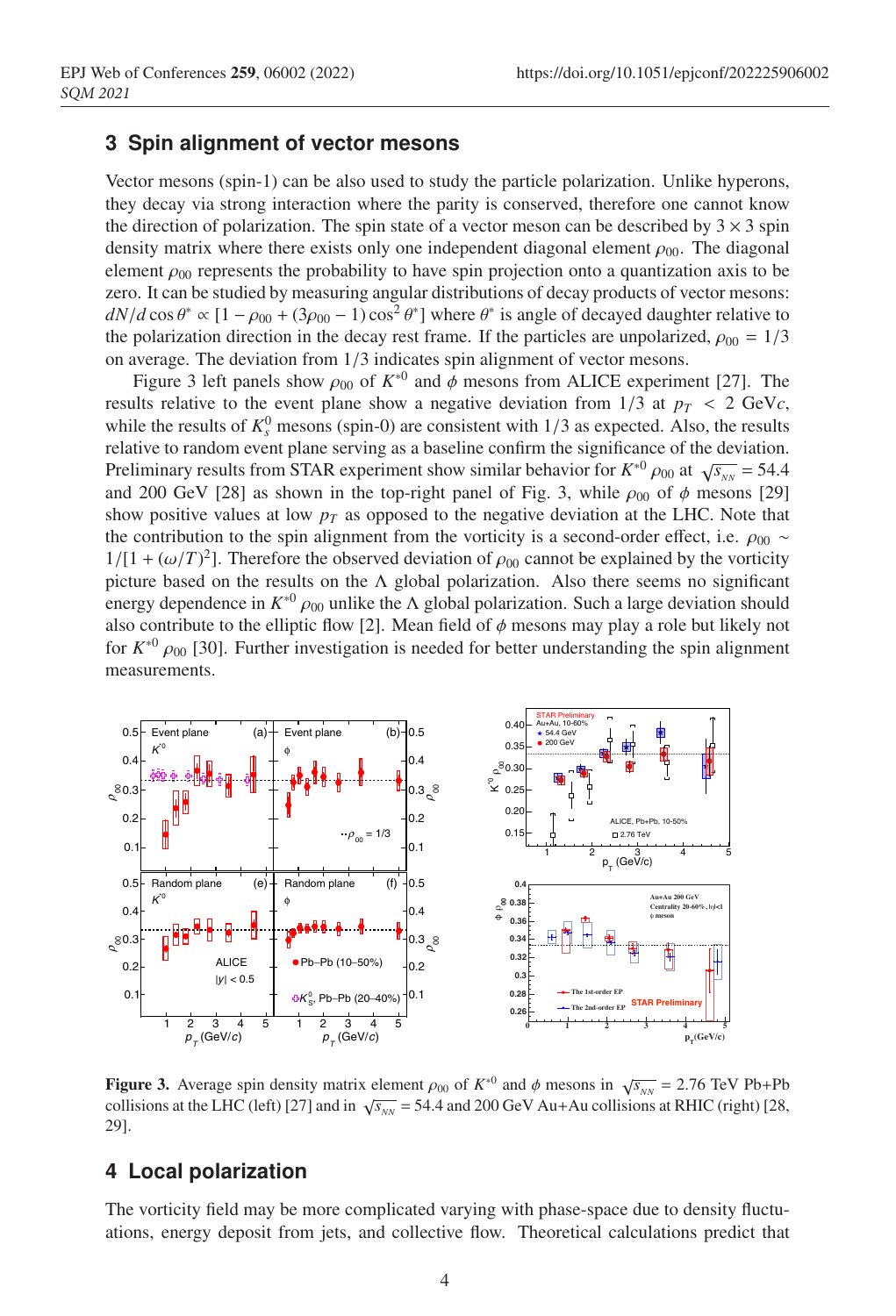## 3 Spin alignment of vector mesons

Vector mesons (spin-1) can be also used to study the particle polarization. Unlike hyperons, they decay via strong interaction where the parity is conserved, therefore one cannot know the direction of polarization. The spin state of a vector meson can be described by $3 \times 3$ spin density matrix where there exists only one independent diagonal element $\rho_{00}$. The diagonal element $\rho_{00}$ represents the probability to have spin projection onto a quantization axis to be zero. It can be studied by measuring angular distributions of decay products of vector mesons: $dN/d\cos\theta^* \propto [1 - \rho_{00} + (3\rho_{00} - 1)\cos^2\theta^*]$ where $\theta^*$ is angle of decayed daughter relative to the polarization direction in the decay rest frame. If the particles are unpolarized, $\rho_{00} = 1/3$ on average. The deviation from $1/3$ indicates spin alignment of vector mesons.

Figure 3 left panels show $\rho_{00}$ of $K^{*0}$ and $\phi$ mesons from ALICE experiment [27]. The results relative to the event plane show a negative deviation from $1/3$ at $p_T < 2$ GeV$c$, while the results of $K^0_s$ mesons (spin-0) are consistent with $1/3$ as expected. Also, the results relative to random event plane serving as a baseline confirm the significance of the deviation. Preliminary results from STAR experiment show similar behavior for $K^{*0}$ $\rho_{00}$ at $\sqrt{s_{NN}} = 54.4$ and 200 GeV [28] as shown in the top-right panel of Fig. 3, while $\rho_{00}$ of $\phi$ mesons [29] show positive values at low $p_T$ as opposed to the negative deviation at the LHC. Note that the contribution to the spin alignment from the vorticity is a second-order effect, i.e. $\rho_{00} \sim 1/[1 + (\omega/T)^2]$. Therefore the observed deviation of $\rho_{00}$ cannot be explained by the vorticity picture based on the results on the $\Lambda$ global polarization. Also there seems no significant energy dependence in $K^{*0}$ $\rho_{00}$ unlike the $\Lambda$ global polarization. Such a large deviation should also contribute to the elliptic flow [2]. Mean field of $\phi$ mesons may play a role but likely not for $K^{*0}$ $\rho_{00}$ [30]. Further investigation is needed for better understanding the spin alignment measurements.

**Figure 3.** Average spin density matrix element $\rho_{00}$ of $K^{*0}$ and $\phi$ mesons in $\sqrt{s_{NN}} = 2.76$ TeV Pb+Pb collisions at the LHC (left) [27] and in $\sqrt{s_{NN}} = 54.4$ and 200 GeV Au+Au collisions at RHIC (right) [28, 29].

## 4 Local polarization

The vorticity field may be more complicated varying with phase-space due to density fluctuations, energy deposit from jets, and collective flow. Theoretical calculations predict that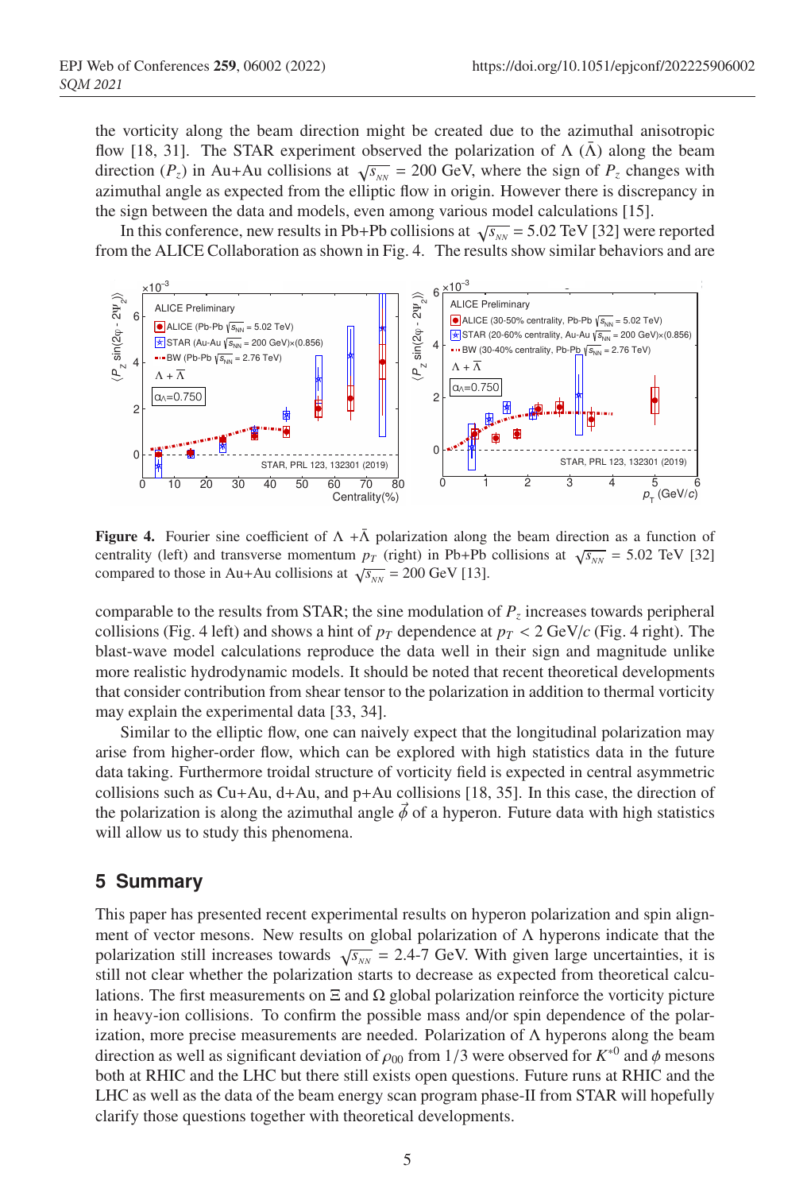the vorticity along the beam direction might be created due to the azimuthal anisotropic flow [18, 31]. The STAR experiment observed the polarization of $\Lambda$ ($\bar{\Lambda}$) along the beam direction ($P_z$) in Au+Au collisions at $\sqrt{s_{NN}}$ = 200 GeV, where the sign of $P_z$ changes with azimuthal angle as expected from the elliptic flow in origin. However there is discrepancy in the sign between the data and models, even among various model calculations [15].

In this conference, new results in Pb+Pb collisions at $\sqrt{s_{NN}}$ = 5.02 TeV [32] were reported from the ALICE Collaboration as shown in Fig. 4. The results show similar behaviors and are

**Figure 4.** Fourier sine coefficient of $\Lambda + \bar{\Lambda}$ polarization along the beam direction as a function of centrality (left) and transverse momentum $p_T$ (right) in Pb+Pb collisions at $\sqrt{s_{NN}}$ = 5.02 TeV [32] compared to those in Au+Au collisions at $\sqrt{s_{NN}}$ = 200 GeV [13].

comparable to the results from STAR; the sine modulation of $P_z$ increases towards peripheral collisions (Fig. 4 left) and shows a hint of $p_T$ dependence at $p_T$ < 2 GeV/$c$ (Fig. 4 right). The blast-wave model calculations reproduce the data well in their sign and magnitude unlike more realistic hydrodynamic models. It should be noted that recent theoretical developments that consider contribution from shear tensor to the polarization in addition to thermal vorticity may explain the experimental data [33, 34].

Similar to the elliptic flow, one can naively expect that the longitudinal polarization may arise from higher-order flow, which can be explored with high statistics data in the future data taking. Furthermore troidal structure of vorticity field is expected in central asymmetric collisions such as Cu+Au, d+Au, and p+Au collisions [18, 35]. In this case, the direction of the polarization is along the azimuthal angle $\vec{\phi}$ of a hyperon. Future data with high statistics will allow us to study this phenomena.

## 5 Summary

This paper has presented recent experimental results on hyperon polarization and spin alignment of vector mesons. New results on global polarization of $\Lambda$ hyperons indicate that the polarization still increases towards $\sqrt{s_{NN}}$ = 2.4-7 GeV. With given large uncertainties, it is still not clear whether the polarization starts to decrease as expected from theoretical calculations. The first measurements on $\Xi$ and $\Omega$ global polarization reinforce the vorticity picture in heavy-ion collisions. To confirm the possible mass and/or spin dependence of the polarization, more precise measurements are needed. Polarization of $\Lambda$ hyperons along the beam direction as well as significant deviation of $\rho_{00}$ from 1/3 were observed for $K^{*0}$ and $\phi$ mesons both at RHIC and the LHC but there still exists open questions. Future runs at RHIC and the LHC as well as the data of the beam energy scan program phase-II from STAR will hopefully clarify those questions together with theoretical developments.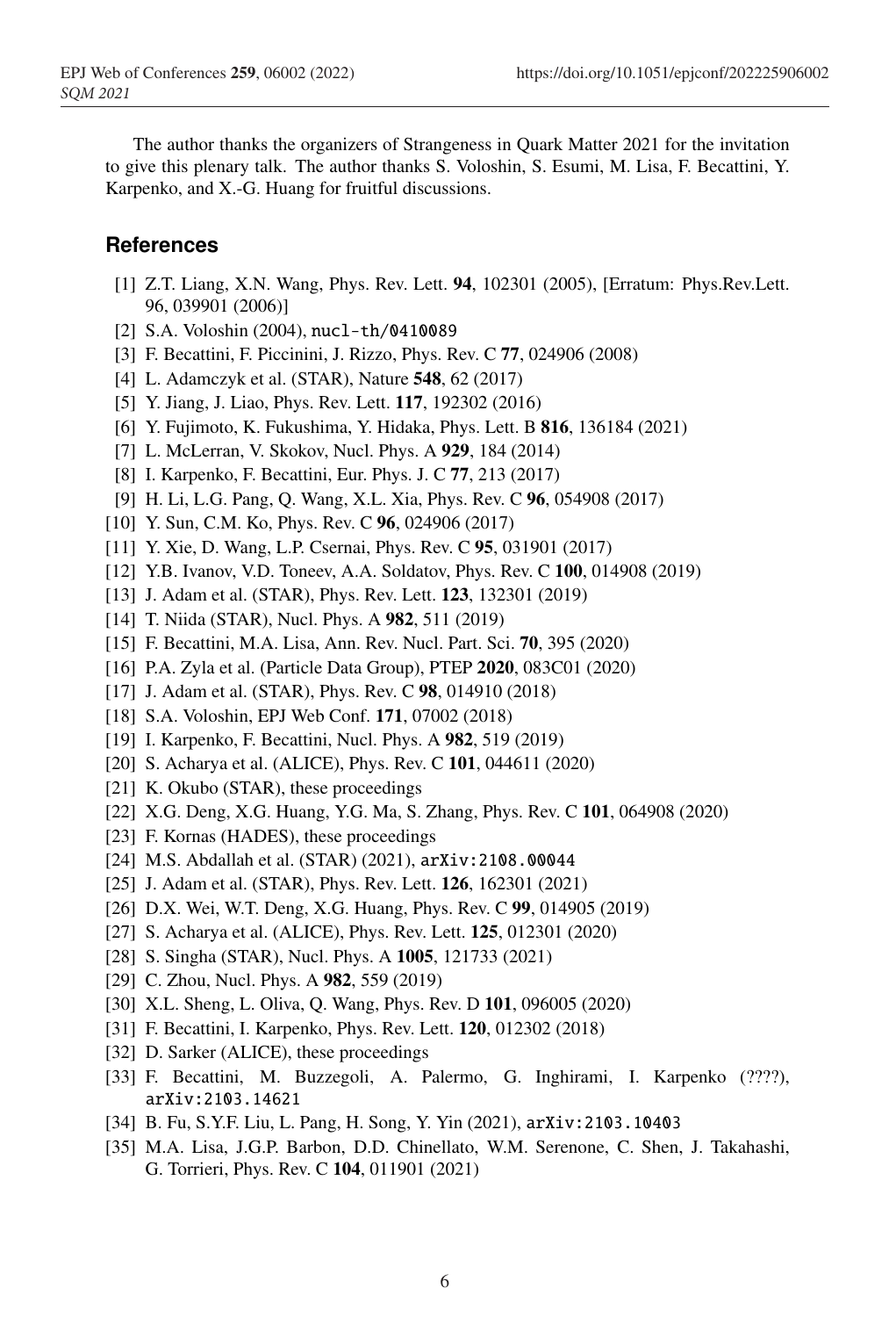The author thanks the organizers of Strangeness in Quark Matter 2021 for the invitation to give this plenary talk. The author thanks S. Voloshin, S. Esumi, M. Lisa, F. Becattini, Y. Karpenko, and X.-G. Huang for fruitful discussions.

## References

[1] Z.T. Liang, X.N. Wang, Phys. Rev. Lett. **94**, 102301 (2005), [Erratum: Phys.Rev.Lett. 96, 039901 (2006)]

[2] S.A. Voloshin (2004), `nucl-th/0410089`

[3] F. Becattini, F. Piccinini, J. Rizzo, Phys. Rev. C **77**, 024906 (2008)

[4] L. Adamczyk et al. (STAR), Nature **548**, 62 (2017)

[5] Y. Jiang, J. Liao, Phys. Rev. Lett. **117**, 192302 (2016)

[6] Y. Fujimoto, K. Fukushima, Y. Hidaka, Phys. Lett. B **816**, 136184 (2021)

[7] L. McLerran, V. Skokov, Nucl. Phys. A **929**, 184 (2014)

[8] I. Karpenko, F. Becattini, Eur. Phys. J. C **77**, 213 (2017)

[9] H. Li, L.G. Pang, Q. Wang, X.L. Xia, Phys. Rev. C **96**, 054908 (2017)

[10] Y. Sun, C.M. Ko, Phys. Rev. C **96**, 024906 (2017)

[11] Y. Xie, D. Wang, L.P. Csernai, Phys. Rev. C **95**, 031901 (2017)

[12] Y.B. Ivanov, V.D. Toneev, A.A. Soldatov, Phys. Rev. C **100**, 014908 (2019)

[13] J. Adam et al. (STAR), Phys. Rev. Lett. **123**, 132301 (2019)

[14] T. Niida (STAR), Nucl. Phys. A **982**, 511 (2019)

[15] F. Becattini, M.A. Lisa, Ann. Rev. Nucl. Part. Sci. **70**, 395 (2020)

[16] P.A. Zyla et al. (Particle Data Group), PTEP **2020**, 083C01 (2020)

[17] J. Adam et al. (STAR), Phys. Rev. C **98**, 014910 (2018)

[18] S.A. Voloshin, EPJ Web Conf. **171**, 07002 (2018)

[19] I. Karpenko, F. Becattini, Nucl. Phys. A **982**, 519 (2019)

[20] S. Acharya et al. (ALICE), Phys. Rev. C **101**, 044611 (2020)

[21] K. Okubo (STAR), these proceedings

[22] X.G. Deng, X.G. Huang, Y.G. Ma, S. Zhang, Phys. Rev. C **101**, 064908 (2020)

[23] F. Kornas (HADES), these proceedings

[24] M.S. Abdallah et al. (STAR) (2021), `arXiv:2108.00044`

[25] J. Adam et al. (STAR), Phys. Rev. Lett. **126**, 162301 (2021)

[26] D.X. Wei, W.T. Deng, X.G. Huang, Phys. Rev. C **99**, 014905 (2019)

[27] S. Acharya et al. (ALICE), Phys. Rev. Lett. **125**, 012301 (2020)

[28] S. Singha (STAR), Nucl. Phys. A **1005**, 121733 (2021)

[29] C. Zhou, Nucl. Phys. A **982**, 559 (2019)

[30] X.L. Sheng, L. Oliva, Q. Wang, Phys. Rev. D **101**, 096005 (2020)

[31] F. Becattini, I. Karpenko, Phys. Rev. Lett. **120**, 012302 (2018)

[32] D. Sarker (ALICE), these proceedings

[33] F. Becattini, M. Buzzegoli, A. Palermo, G. Inghirami, I. Karpenko (????), `arXiv:2103.14621`

[34] B. Fu, S.Y.F. Liu, L. Pang, H. Song, Y. Yin (2021), `arXiv:2103.10403`

[35] M.A. Lisa, J.G.P. Barbon, D.D. Chinellato, W.M. Serenone, C. Shen, J. Takahashi, G. Torrieri, Phys. Rev. C **104**, 011901 (2021)